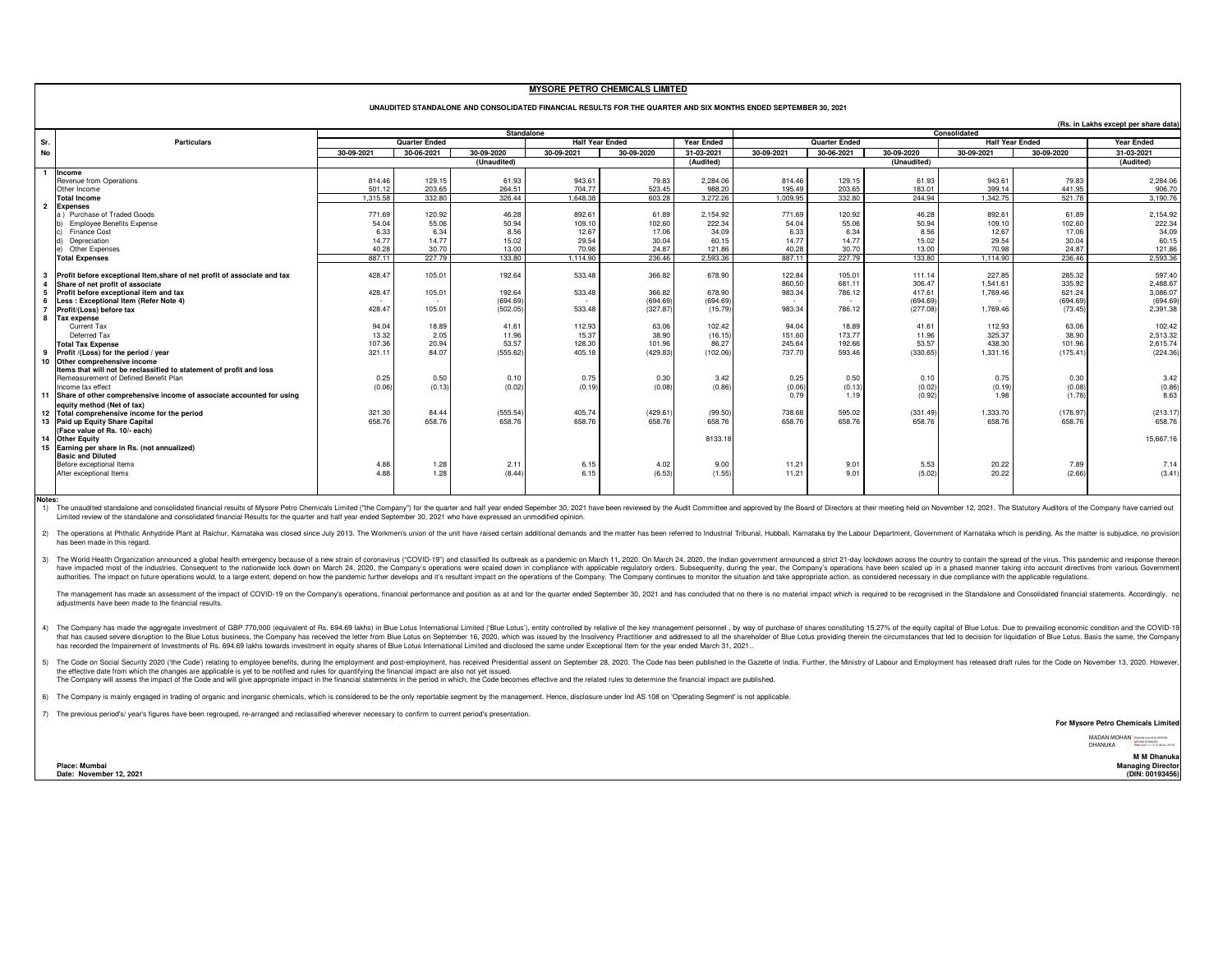# MYSORE PETRO CHEMICALS LIMITED

**UNAUDITED STANDALONE AND CONSOLIDATED FINANCIAL RESULTS FOR THE QUARTER AND SIX MONTHS ENDED SEPTEMBER 30, 2021**

(Rs. in Lakhs except per share data)

| Sr. No | Particulars | Standalone | | | | | | Consolidated | | | | | |
|---|---|---|---|---|---|---|---|---|---|---|---|---|---|
| | | Quarter Ended | | | Half Year Ended | | Year Ended | Quarter Ended | | | Half Year Ended | | Year Ended |
| | | 30-09-2021 | 30-06-2021 | 30-09-2020 | 30-09-2021 | 30-09-2020 | 31-03-2021 | 30-09-2021 | 30-06-2021 | 30-09-2020 | 30-09-2021 | 30-09-2020 | 31-03-2021 |
| | | (Unaudited) | | | | | (Audited) | (Unaudited) | | | | | (Audited) |
| 1 | **Income** | | | | | | | | | | | | |
| | Revenue from Operations | 814.46 | 129.15 | 61.93 | 943.61 | 79.83 | 2,284.06 | 814.46 | 129.15 | 61.93 | 943.61 | 79.83 | 2,284.06 |
| | Other Income | 501.12 | 203.65 | 264.51 | 704.77 | 523.45 | 988.20 | 195.49 | 203.65 | 183.01 | 399.14 | 441.95 | 906.70 |
| | **Total Income** | 1,315.58 | 332.80 | 326.44 | 1,648.38 | 603.28 | 3,272.26 | 1,009.95 | 332.80 | 244.94 | 1,342.75 | 521.78 | 3,190.76 |
| 2 | **Expenses** | | | | | | | | | | | | |
| | a ) Purchase of Traded Goods | 771.69 | 120.92 | 46.28 | 892.61 | 61.89 | 2,154.92 | 771.69 | 120.92 | 46.28 | 892.61 | 61.89 | 2,154.92 |
| | b) Employee Benefits Expense | 54.04 | 55.06 | 50.94 | 109.10 | 102.60 | 222.34 | 54.04 | 55.06 | 50.94 | 109.10 | 102.60 | 222.34 |
| | c) Finance Cost | 6.33 | 6.34 | 8.56 | 12.67 | 17.06 | 34.09 | 6.33 | 6.34 | 8.56 | 12.67 | 17.06 | 34.09 |
| | d) Depreciation | 14.77 | 14.77 | 15.02 | 29.54 | 30.04 | 60.15 | 14.77 | 14.77 | 15.02 | 29.54 | 30.04 | 60.15 |
| | e) Other Expenses | 40.28 | 30.70 | 13.00 | 70.98 | 24.87 | 121.86 | 40.28 | 30.70 | 13.00 | 70.98 | 24.87 | 121.86 |
| | **Total Expenses** | 887.11 | 227.79 | 133.80 | 1,114.90 | 236.46 | 2,593.36 | 887.11 | 227.79 | 133.80 | 1,114.90 | 236.46 | 2,593.36 |
| 3 | **Profit before exceptional Item,share of net profit of associate and tax** | 428.47 | 105.01 | 192.64 | 533.48 | 366.82 | 678.90 | 122.84 | 105.01 | 111.14 | 227.85 | 285.32 | 597.40 |
| 4 | **Share of net profit of associate** | | | | | | | 860.50 | 681.11 | 306.47 | 1,541.61 | 335.92 | 2,488.67 |
| 5 | **Profit before exceptional item and tax** | 428.47 | 105.01 | 192.64 | 533.48 | 366.82 | 678.90 | 983.34 | 786.12 | 417.61 | 1,769.46 | 621.24 | 3,086.07 |
| 6 | **Less : Exceptional Item (Refer Note 4)** | - | - | (694.69) | - | (694.69) | (694.69) | - | - | (694.69) | - | (694.69) | (694.69) |
| 7 | **Profit/(Loss) before tax** | 428.47 | 105.01 | (502.05) | 533.48 | (327.87) | (15.79) | 983.34 | 786.12 | (277.08) | 1,769.46 | (73.45) | 2,391.38 |
| 8 | **Tax expense** | | | | | | | | | | | | |
| | Current Tax | 94.04 | 18.89 | 41.61 | 112.93 | 63.06 | 102.42 | 94.04 | 18.89 | 41.61 | 112.93 | 63.06 | 102.42 |
| | Deferred Tax | 13.32 | 2.05 | 11.96 | 15.37 | 38.90 | (16.15) | 151.60 | 173.77 | 11.96 | 325.37 | 38.90 | 2,513.32 |
| | **Total Tax Expense** | 107.36 | 20.94 | 53.57 | 128.30 | 101.96 | 86.27 | 245.64 | 192.66 | 53.57 | 438.30 | 101.96 | 2,615.74 |
| 9 | **Profit /(Loss) for the period / year** | 321.11 | 84.07 | (555.62) | 405.18 | (429.83) | (102.06) | 737.70 | 593.46 | (330.65) | 1,331.16 | (175.41) | (224.36) |
| 10 | **Other comprehensive income** | | | | | | | | | | | | |
| | **Items that will not be reclassified to statement of profit and loss** | | | | | | | | | | | | |
| | Remeasurement of Defined Benefit Plan | 0.25 | 0.50 | 0.10 | 0.75 | 0.30 | 3.42 | 0.25 | 0.50 | 0.10 | 0.75 | 0.30 | 3.42 |
| | Income tax effect | (0.06) | (0.13) | (0.02) | (0.19) | (0.08) | (0.86) | (0.06) | (0.13) | (0.02) | (0.19) | (0.08) | (0.86) |
| 11 | **Share of other comprehensive income of associate accounted for using equity method (Net of tax)** | | | | | | | 0.79 | 1.19 | (0.92) | 1.98 | (1.78) | 8.63 |
| 12 | **Total comprehensive income for the period** | 321.30 | 84.44 | (555.54) | 405.74 | (429.61) | (99.50) | 738.68 | 595.02 | (331.49) | 1,333.70 | (176.97) | (213.17) |
| 13 | **Paid up Equity Share Capital (Face value of Rs. 10/- each)** | 658.76 | 658.76 | 658.76 | 658.76 | 658.76 | 658.76 | 658.76 | 658.76 | 658.76 | 658.76 | 658.76 | 658.76 |
| 14 | **Other Equity** | | | | | | 8133.18 | | | | | | 15,667.16 |
| 15 | **Earning per share in Rs. (not annualized)** | | | | | | | | | | | | |
| | **Basic and Diluted** | | | | | | | | | | | | |
| | Before exceptional Items | 4.88 | 1.28 | 2.11 | 6.15 | 4.02 | 9.00 | 11.21 | 9.01 | 5.53 | 20.22 | 7.89 | 7.14 |
| | After exceptional Items | 4.88 | 1.28 | (8.44) | 6.15 | (6.53) | (1.55) | 11.21 | 9.01 | (5.02) | 20.22 | (2.66) | (3.41) |

**Notes:**

1) The unaudited standalone and consolidated financial results of Mysore Petro Chemicals Limited ("the Company") for the quarter and half year ended Sepember 30, 2021 have been reviewed by the Audit Committee and approved by the Board of Directors at their meeting held on November 12, 2021. The Statutory Auditors of the Company have carried out Limited review of the standalone and consolidated financial Results for the quarter and half year ended September 30, 2021 who have expressed an unmodified opinion.

2) The operations at Phthalic Anhydride Plant at Raichur, Karnataka was closed since July 2013. The Workmen's union of the unit have raised certain additional demands and the matter has been referred to Industrial Tribunal, Hubbali, Karnataka by the Labour Department, Government of Karnataka which is pending. As the matter is subjudice, no provision has been made in this regard.

3) The World Health Organization announced a global health emergency because of a new strain of coronavirus ("COVID-19") and classified its outbreak as a pandemic on March 11, 2020. On March 24, 2020, the Indian government announced a strict 21-day lockdown across the country to contain the spread of the virus. This pandemic and response thereon have impacted most of the industries. Consequent to the nationwide lock down on March 24, 2020, the Company's operations were scaled down in compliance with applicable regulatory orders. Subsequenlty, during the year, the Company's operations have been scaled up in a phased manner taking into account directives from various Government authorities. The impact on future operations would, to a large extent, depend on how the pandemic further develops and it's resultant impact on the operations of the Company. The Company continues to monitor the situation and take appropriate action, as considered necessary in due compliance with the applicable regulations.

The management has made an assessment of the impact of COVID-19 on the Company's operations, financial performance and position as at and for the quarter ended September 30, 2021 and has concluded that no there is no material impact which is required to be recognised in the Standalone and Consolidated financial statements. Accordingly, no adjustments have been made to the financial results.

4) The Company has made the aggregate investment of GBP 770,000 (equivalent of Rs. 694.69 lakhs) in Blue Lotus International Limited ('Blue Lotus'), entity controlled by relative of the key management personnel , by way of purchase of shares constituting 15.27% of the equity capital of Blue Lotus. Due to prevailing economic condition and the COVID-19 that has caused severe disruption to the Blue Lotus business, the Company has received the letter from Blue Lotus on September 16, 2020, which was issued by the Insolvency Practitioner and addressed to all the shareholder of Blue Lotus providing therein the circumstances that led to decision for liquidation of Blue Lotus. Basis the same, the Company has recorded the Impairement of Investments of Rs. 694.69 lakhs towards investment in equity shares of Blue Lotus International Limited and disclosed the same under Exceptional Item for the year ended March 31, 2021..

5) The Code on Social Security 2020 ('the Code') relating to employee benefits, during the employment and post-employment, has received Presidential assent on September 28, 2020. The Code has been published in the Gazette of India. Further, the Ministry of Labour and Employment has released draft rules for the Code on November 13, 2020. However, the effective date from which the changes are applicable is yet to be notified and rules for quantifying the financial impact are also not yet issued.
The Company will assess the impact of the Code and will give appropriate impact in the financial statements in the period in which, the Code becomes effective and the related rules to determine the financial impact are published.

6) The Company is mainly engaged in trading of organic and inorganic chemicals, which is considered to be the only reportable segment by the management. Hence, disclosure under Ind AS 108 on 'Operating Segment' is not applicable.

7) The previous period's/ year's figures have been regrouped, re-arranged and reclassified wherever necessary to confirm to current period's presentation.

**For Mysore Petro Chemicals Limited**

MADAN MOHAN DHANUKA

**M M Dhanuka**
**Managing Director**
**(DIN: 00193456)**

**Place: Mumbai**
**Date: November 12, 2021**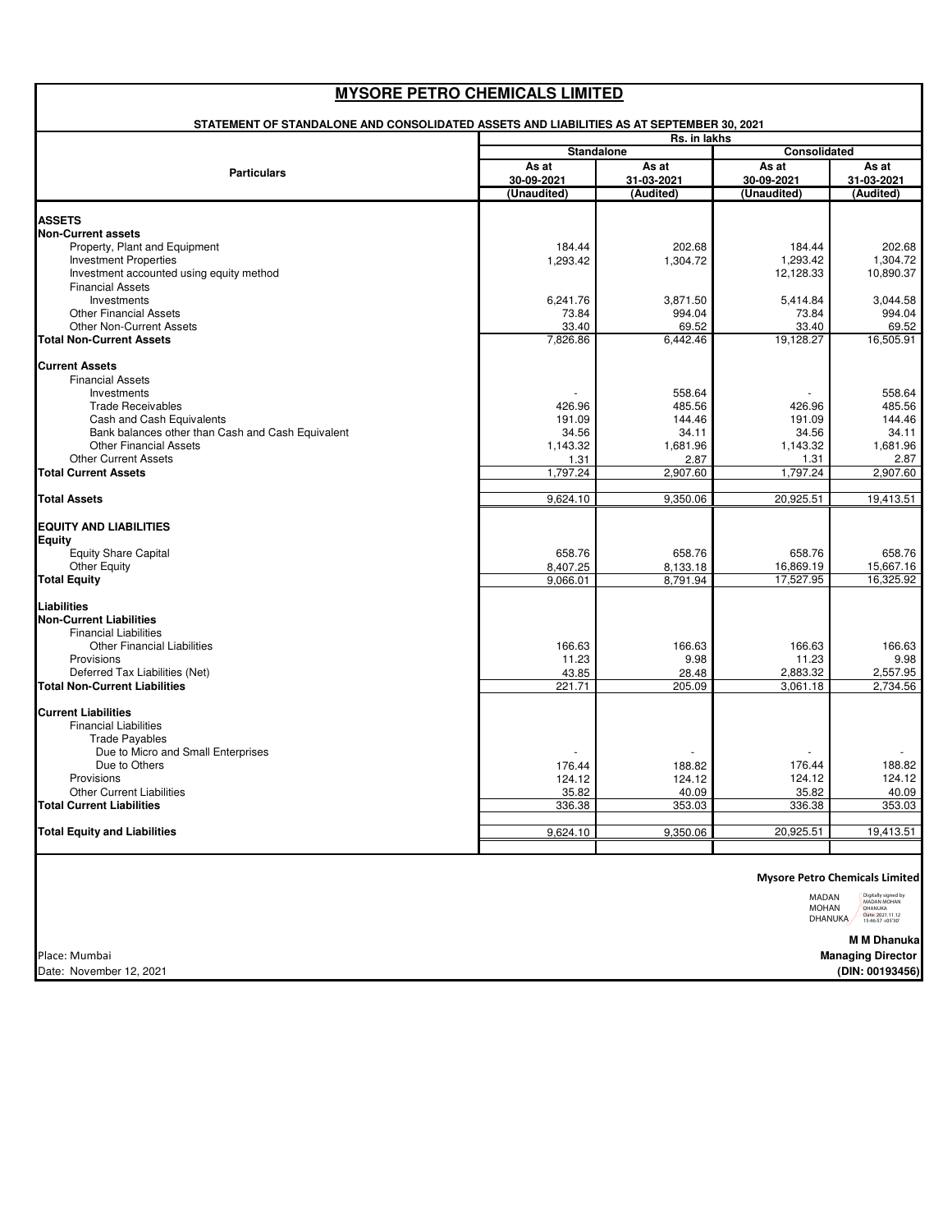# MYSORE PETRO CHEMICALS LIMITED

**STATEMENT OF STANDALONE AND CONSOLIDATED ASSETS AND LIABILITIES AS AT SEPTEMBER 30, 2021**

| Particulars | Rs. in lakhs | | | |
|---|---|---|---|---|
| | Standalone | | Consolidated | |
| | As at 30-09-2021 (Unaudited) | As at 31-03-2021 (Audited) | As at 30-09-2021 (Unaudited) | As at 31-03-2021 (Audited) |
| **ASSETS** | | | | |
| **Non-Current assets** | | | | |
| Property, Plant and Equipment | 184.44 | 202.68 | 184.44 | 202.68 |
| Investment Properties | 1,293.42 | 1,304.72 | 1,293.42 | 1,304.72 |
| Investment accounted using equity method | | | 12,128.33 | 10,890.37 |
| Financial Assets | | | | |
| Investments | 6,241.76 | 3,871.50 | 5,414.84 | 3,044.58 |
| Other Financial Assets | 73.84 | 994.04 | 73.84 | 994.04 |
| Other Non-Current Assets | 33.40 | 69.52 | 33.40 | 69.52 |
| **Total Non-Current Assets** | 7,826.86 | 6,442.46 | 19,128.27 | 16,505.91 |
| **Current Assets** | | | | |
| Financial Assets | | | | |
| Investments | - | 558.64 | - | 558.64 |
| Trade Receivables | 426.96 | 485.56 | 426.96 | 485.56 |
| Cash and Cash Equivalents | 191.09 | 144.46 | 191.09 | 144.46 |
| Bank balances other than Cash and Cash Equivalent | 34.56 | 34.11 | 34.56 | 34.11 |
| Other Financial Assets | 1,143.32 | 1,681.96 | 1,143.32 | 1,681.96 |
| Other Current Assets | 1.31 | 2.87 | 1.31 | 2.87 |
| **Total Current Assets** | 1,797.24 | 2,907.60 | 1,797.24 | 2,907.60 |
| **Total Assets** | 9,624.10 | 9,350.06 | 20,925.51 | 19,413.51 |
| **EQUITY AND LIABILITIES** | | | | |
| **Equity** | | | | |
| Equity Share Capital | 658.76 | 658.76 | 658.76 | 658.76 |
| Other Equity | 8,407.25 | 8,133.18 | 16,869.19 | 15,667.16 |
| **Total Equity** | 9,066.01 | 8,791.94 | 17,527.95 | 16,325.92 |
| **Liabilities** | | | | |
| **Non-Current Liabilities** | | | | |
| Financial Liabilities | | | | |
| Other Financial Liabilities | 166.63 | 166.63 | 166.63 | 166.63 |
| Provisions | 11.23 | 9.98 | 11.23 | 9.98 |
| Deferred Tax Liabilities (Net) | 43.85 | 28.48 | 2,883.32 | 2,557.95 |
| **Total Non-Current Liabilities** | 221.71 | 205.09 | 3,061.18 | 2,734.56 |
| **Current Liabilities** | | | | |
| Financial Liabilities | | | | |
| Trade Payables | | | | |
| Due to Micro and Small Enterprises | - | - | - | - |
| Due to Others | 176.44 | 188.82 | 176.44 | 188.82 |
| Provisions | 124.12 | 124.12 | 124.12 | 124.12 |
| Other Current Liabilities | 35.82 | 40.09 | 35.82 | 40.09 |
| **Total Current Liabilities** | 336.38 | 353.03 | 336.38 | 353.03 |
| **Total Equity and Liabilities** | 9,624.10 | 9,350.06 | 20,925.51 | 19,413.51 |

**Mysore Petro Chemicals Limited**

MADAN MOHAN DHANUKA
Digitally signed by MADAN MOHAN DHANUKA
Date: 2021.11.12 13:46:57 +05'30'

**M M Dhanuka**
**Managing Director**
**(DIN: 00193456)**

Place: Mumbai
Date: November 12, 2021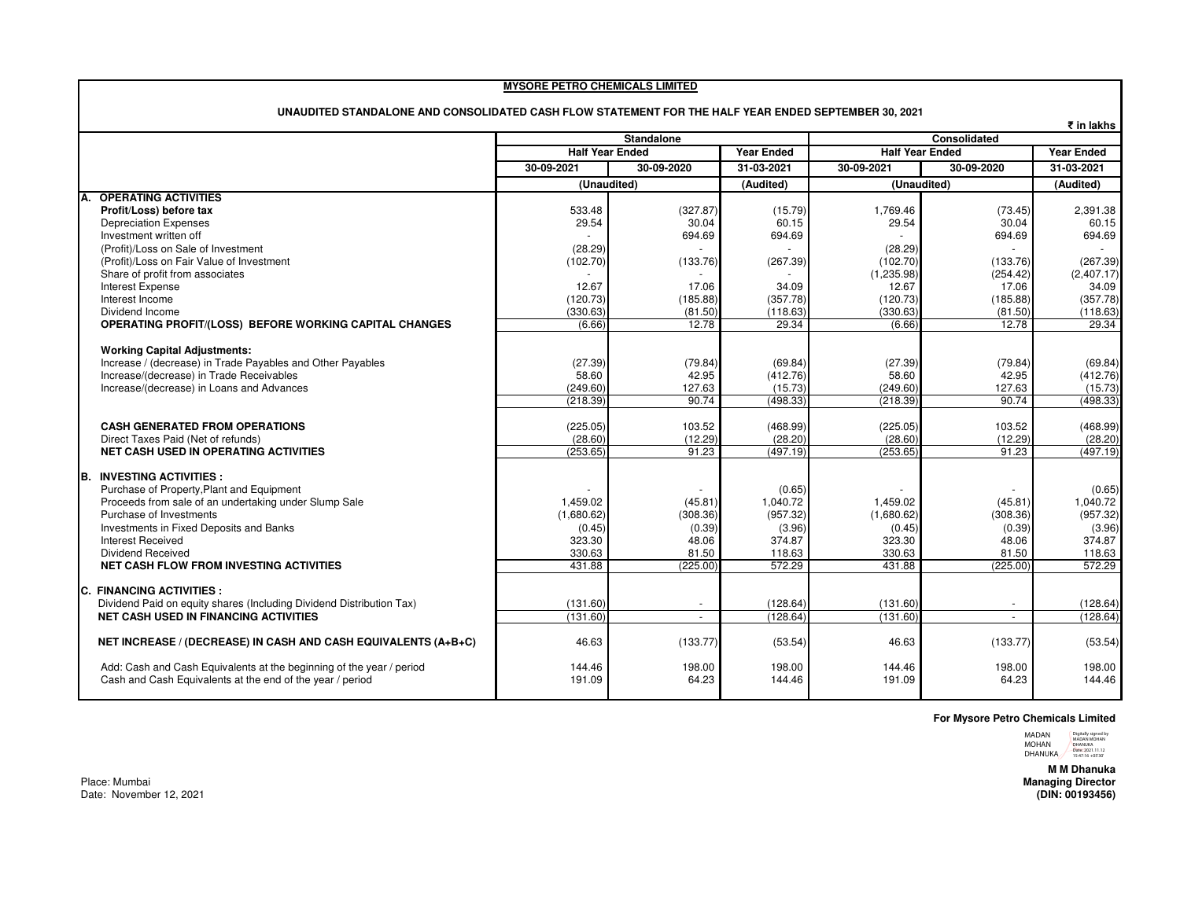**MYSORE PETRO CHEMICALS LIMITED**

**UNAUDITED STANDALONE AND CONSOLIDATED CASH FLOW STATEMENT FOR THE HALF YEAR ENDED SEPTEMBER 30, 2021**

₹ in lakhs

| | Standalone | | | Consolidated | | |
|---|---|---|---|---|---|---|
| | Half Year Ended | | Year Ended | Half Year Ended | | Year Ended |
| | 30-09-2021 | 30-09-2020 | 31-03-2021 | 30-09-2021 | 30-09-2020 | 31-03-2021 |
| | (Unaudited) | | (Audited) | (Unaudited) | | (Audited) |
| **A. OPERATING ACTIVITIES** | | | | | | |
| **Profit/Loss) before tax** | 533.48 | (327.87) | (15.79) | 1,769.46 | (73.45) | 2,391.38 |
| Depreciation Expenses | 29.54 | 30.04 | 60.15 | 29.54 | 30.04 | 60.15 |
| Investment written off | - | 694.69 | 694.69 | - | 694.69 | 694.69 |
| (Profit)/Loss on Sale of Investment | (28.29) | - | - | (28.29) | - | - |
| (Profit)/Loss on Fair Value of Investment | (102.70) | (133.76) | (267.39) | (102.70) | (133.76) | (267.39) |
| Share of profit from associates | - | - | - | (1,235.98) | (254.42) | (2,407.17) |
| Interest Expense | 12.67 | 17.06 | 34.09 | 12.67 | 17.06 | 34.09 |
| Interest Income | (120.73) | (185.88) | (357.78) | (120.73) | (185.88) | (357.78) |
| Dividend Income | (330.63) | (81.50) | (118.63) | (330.63) | (81.50) | (118.63) |
| **OPERATING PROFIT/(LOSS) BEFORE WORKING CAPITAL CHANGES** | (6.66) | 12.78 | 29.34 | (6.66) | 12.78 | 29.34 |
| **Working Capital Adjustments:** | | | | | | |
| Increase / (decrease) in Trade Payables and Other Payables | (27.39) | (79.84) | (69.84) | (27.39) | (79.84) | (69.84) |
| Increase/(decrease) in Trade Receivables | 58.60 | 42.95 | (412.76) | 58.60 | 42.95 | (412.76) |
| Increase/(decrease) in Loans and Advances | (249.60) | 127.63 | (15.73) | (249.60) | 127.63 | (15.73) |
| | (218.39) | 90.74 | (498.33) | (218.39) | 90.74 | (498.33) |
| **CASH GENERATED FROM OPERATIONS** | (225.05) | 103.52 | (468.99) | (225.05) | 103.52 | (468.99) |
| Direct Taxes Paid (Net of refunds) | (28.60) | (12.29) | (28.20) | (28.60) | (12.29) | (28.20) |
| **NET CASH USED IN OPERATING ACTIVITIES** | (253.65) | 91.23 | (497.19) | (253.65) | 91.23 | (497.19) |
| **B. INVESTING ACTIVITIES :** | | | | | | |
| Purchase of Property,Plant and Equipment | - | - | (0.65) | - | - | (0.65) |
| Proceeds from sale of an undertaking under Slump Sale | 1,459.02 | (45.81) | 1,040.72 | 1,459.02 | (45.81) | 1,040.72 |
| Purchase of Investments | (1,680.62) | (308.36) | (957.32) | (1,680.62) | (308.36) | (957.32) |
| Investments in Fixed Deposits and Banks | (0.45) | (0.39) | (3.96) | (0.45) | (0.39) | (3.96) |
| Interest Received | 323.30 | 48.06 | 374.87 | 323.30 | 48.06 | 374.87 |
| Dividend Received | 330.63 | 81.50 | 118.63 | 330.63 | 81.50 | 118.63 |
| **NET CASH FLOW FROM INVESTING ACTIVITIES** | 431.88 | (225.00) | 572.29 | 431.88 | (225.00) | 572.29 |
| **C. FINANCING ACTIVITIES :** | | | | | | |
| Dividend Paid on equity shares (Including Dividend Distribution Tax) | (131.60) | - | (128.64) | (131.60) | - | (128.64) |
| **NET CASH USED IN FINANCING ACTIVITIES** | (131.60) | - | (128.64) | (131.60) | - | (128.64) |
| **NET INCREASE / (DECREASE) IN CASH AND CASH EQUIVALENTS (A+B+C)** | 46.63 | (133.77) | (53.54) | 46.63 | (133.77) | (53.54) |
| Add: Cash and Cash Equivalents at the beginning of the year / period | 144.46 | 198.00 | 198.00 | 144.46 | 198.00 | 198.00 |
| Cash and Cash Equivalents at the end of the year / period | 191.09 | 64.23 | 144.46 | 191.09 | 64.23 | 144.46 |

**For Mysore Petro Chemicals Limited**

MADAN MOHAN DHANUKA

Digitally signed by MADAN MOHAN DHANUKA Date: 2021.11.12 15:47:16 +05'30'

**M M Dhanuka**
**Managing Director**
**(DIN: 00193456)**

Place: Mumbai
Date: November 12, 2021